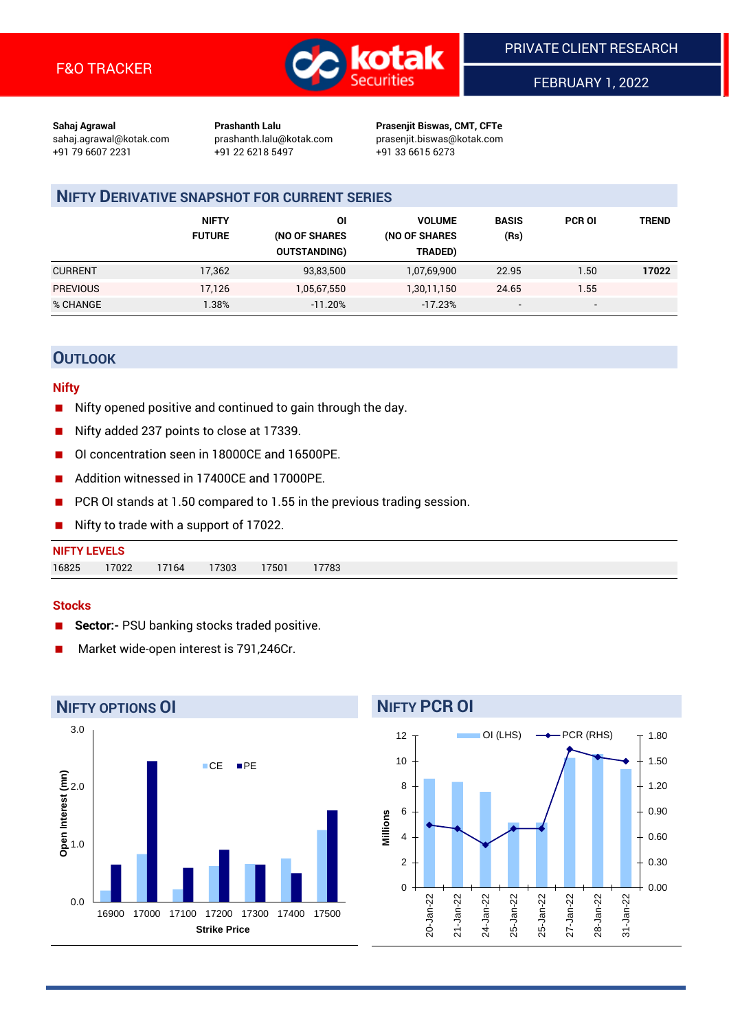F&O TRACKER

PRIVATE CLIENT RESEARCH

FEBRUARY 1, 2022

| **Sahaj Agrawal** | **Prashanth Lalu** | **Prasenjit Biswas, CMT, CFTe** |
|---|---|---|
| sahaj.agrawal@kotak.com | prashanth.lalu@kotak.com | prasenjit.biswas@kotak.com |
| +91 79 6607 2231 | +91 22 6218 5497 | +91 33 6615 6273 |

## NIFTY DERIVATIVE SNAPSHOT FOR CURRENT SERIES

| | NIFTY FUTURE | OI (NO OF SHARES OUTSTANDING) | VOLUME (NO OF SHARES TRADED) | BASIS (Rs) | PCR OI | TREND |
|---|---|---|---|---|---|---|
| CURRENT | 17,362 | 93,83,500 | 1,07,69,900 | 22.95 | 1.50 | **17022** |
| PREVIOUS | 17,126 | 1,05,67,550 | 1,30,11,150 | 24.65 | 1.55 | |
| % CHANGE | 1.38% | -11.20% | -17.23% | - | - | |

## OUTLOOK

### Nifty

- Nifty opened positive and continued to gain through the day.
- Nifty added 237 points to close at 17339.
- OI concentration seen in 18000CE and 16500PE.
- Addition witnessed in 17400CE and 17000PE.
- PCR OI stands at 1.50 compared to 1.55 in the previous trading session.
- Nifty to trade with a support of 17022.

**NIFTY LEVELS**

| 16825 | 17022 | 17164 | 17303 | 17501 | 17783 |
|---|---|---|---|---|---|

### Stocks

- **Sector:-** PSU banking stocks traded positive.
- Market wide-open interest is 791,246Cr.

## NIFTY OPTIONS OI

| Strike Price | CE (Open Interest, mn) | PE (Open Interest, mn) |
|---|---|---|
| 16900 | 0.2 | 0.6 |
| 17000 | 0.8 | 2.4 |
| 17100 | 0.2 | 0.6 |
| 17200 | 0.6 | 0.9 |
| 17300 | 0.6 | 0.6 |
| 17400 | 0.7 | 0.5 |
| 17500 | 1.2 | 1.6 |

## NIFTY PCR OI

| Date | OI (LHS, Millions) | PCR (RHS) |
|---|---|---|
| 20-Jan-22 | 8.6 | 0.74 |
| 21-Jan-22 | 8.3 | 0.70 |
| 24-Jan-22 | 7.5 | 0.51 |
| 25-Jan-22 | 5.1 | 0.70 |
| 25-Jan-22 | 5.1 | 0.70 |
| 27-Jan-22 | 10.2 | 1.63 |
| 28-Jan-22 | 10.5 | 1.55 |
| 31-Jan-22 | 9.4 | 1.50 |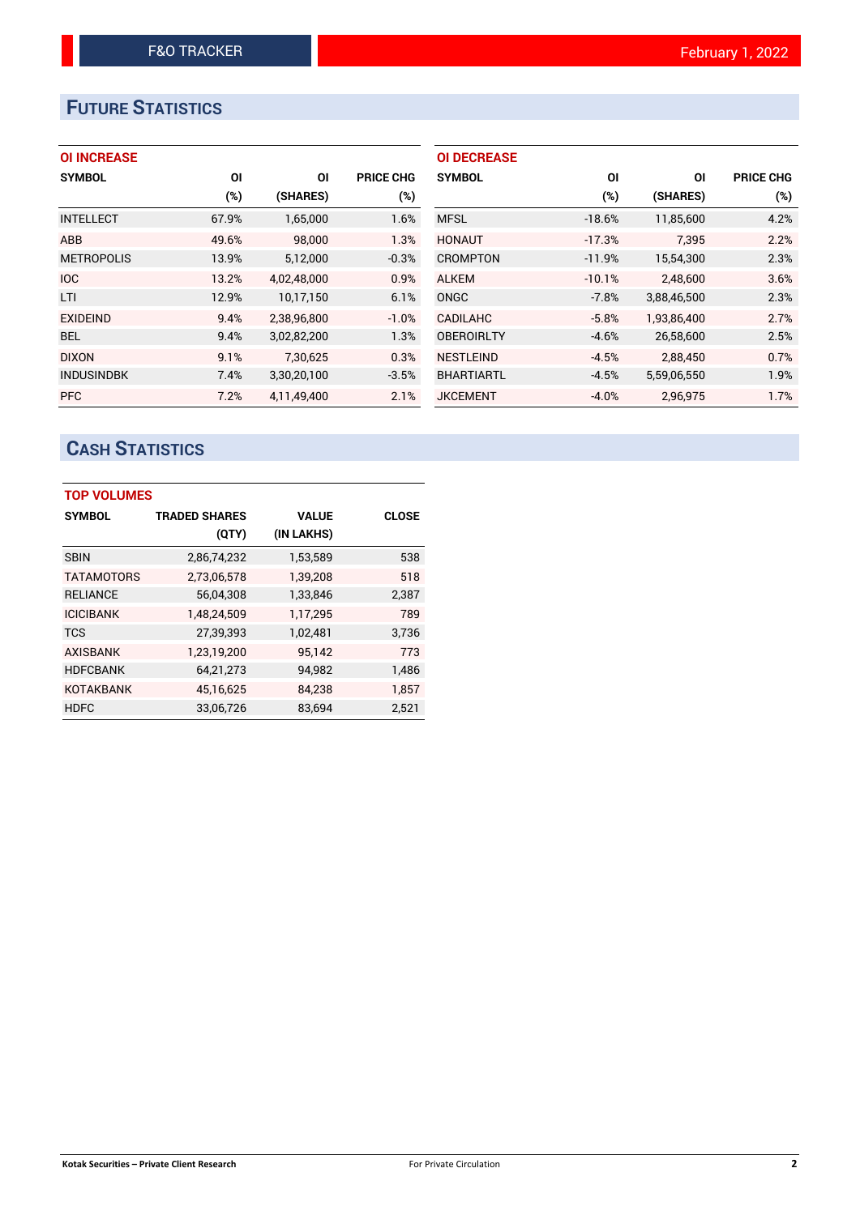# FUTURE STATISTICS

### OI INCREASE

| SYMBOL | OI (%) | OI (SHARES) | PRICE CHG (%) |
|---|---|---|---|
| INTELLECT | 67.9% | 1,65,000 | 1.6% |
| ABB | 49.6% | 98,000 | 1.3% |
| METROPOLIS | 13.9% | 5,12,000 | -0.3% |
| IOC | 13.2% | 4,02,48,000 | 0.9% |
| LTI | 12.9% | 10,17,150 | 6.1% |
| EXIDEIND | 9.4% | 2,38,96,800 | -1.0% |
| BEL | 9.4% | 3,02,82,200 | 1.3% |
| DIXON | 9.1% | 7,30,625 | 0.3% |
| INDUSINDBK | 7.4% | 3,30,20,100 | -3.5% |
| PFC | 7.2% | 4,11,49,400 | 2.1% |

### OI DECREASE

| SYMBOL | OI (%) | OI (SHARES) | PRICE CHG (%) |
|---|---|---|---|
| MFSL | -18.6% | 11,85,600 | 4.2% |
| HONAUT | -17.3% | 7,395 | 2.2% |
| CROMPTON | -11.9% | 15,54,300 | 2.3% |
| ALKEM | -10.1% | 2,48,600 | 3.6% |
| ONGC | -7.8% | 3,88,46,500 | 2.3% |
| CADILAHC | -5.8% | 1,93,86,400 | 2.7% |
| OBEROIRLTY | -4.6% | 26,58,600 | 2.5% |
| NESTLEIND | -4.5% | 2,88,450 | 0.7% |
| BHARTIARTL | -4.5% | 5,59,06,550 | 1.9% |
| JKCEMENT | -4.0% | 2,96,975 | 1.7% |

# CASH STATISTICS

### TOP VOLUMES

| SYMBOL | TRADED SHARES (QTY) | VALUE (IN LAKHS) | CLOSE |
|---|---|---|---|
| SBIN | 2,86,74,232 | 1,53,589 | 538 |
| TATAMOTORS | 2,73,06,578 | 1,39,208 | 518 |
| RELIANCE | 56,04,308 | 1,33,846 | 2,387 |
| ICICIBANK | 1,48,24,509 | 1,17,295 | 789 |
| TCS | 27,39,393 | 1,02,481 | 3,736 |
| AXISBANK | 1,23,19,200 | 95,142 | 773 |
| HDFCBANK | 64,21,273 | 94,982 | 1,486 |
| KOTAKBANK | 45,16,625 | 84,238 | 1,857 |
| HDFC | 33,06,726 | 83,694 | 2,521 |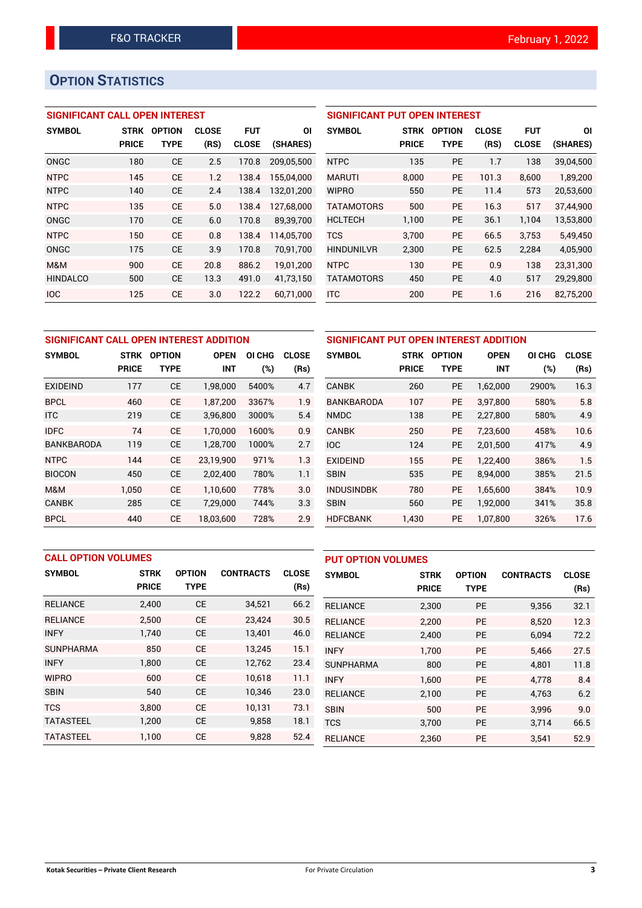## OPTION STATISTICS

### SIGNIFICANT CALL OPEN INTEREST

| SYMBOL | STRK PRICE | OPTION TYPE | CLOSE (RS) | FUT CLOSE | OI (SHARES) |
|---|---|---|---|---|---|
| ONGC | 180 | CE | 2.5 | 170.8 | 209,05,500 |
| NTPC | 145 | CE | 1.2 | 138.4 | 155,04,000 |
| NTPC | 140 | CE | 2.4 | 138.4 | 132,01,200 |
| NTPC | 135 | CE | 5.0 | 138.4 | 127,68,000 |
| ONGC | 170 | CE | 6.0 | 170.8 | 89,39,700 |
| NTPC | 150 | CE | 0.8 | 138.4 | 114,05,700 |
| ONGC | 175 | CE | 3.9 | 170.8 | 70,91,700 |
| M&M | 900 | CE | 20.8 | 886.2 | 19,01,200 |
| HINDALCO | 500 | CE | 13.3 | 491.0 | 41,73,150 |
| IOC | 125 | CE | 3.0 | 122.2 | 60,71,000 |

### SIGNIFICANT PUT OPEN INTEREST

| SYMBOL | STRK PRICE | OPTION TYPE | CLOSE (RS) | FUT CLOSE | OI (SHARES) |
|---|---|---|---|---|---|
| NTPC | 135 | PE | 1.7 | 138 | 39,04,500 |
| MARUTI | 8,000 | PE | 101.3 | 8,600 | 1,89,200 |
| WIPRO | 550 | PE | 11.4 | 573 | 20,53,600 |
| TATAMOTORS | 500 | PE | 16.3 | 517 | 37,44,900 |
| HCLTECH | 1,100 | PE | 36.1 | 1,104 | 13,53,800 |
| TCS | 3,700 | PE | 66.5 | 3,753 | 5,49,450 |
| HINDUNILVR | 2,300 | PE | 62.5 | 2,284 | 4,05,900 |
| NTPC | 130 | PE | 0.9 | 138 | 23,31,300 |
| TATAMOTORS | 450 | PE | 4.0 | 517 | 29,29,800 |
| ITC | 200 | PE | 1.6 | 216 | 82,75,200 |

### SIGNIFICANT CALL OPEN INTEREST ADDITION

| SYMBOL | STRK PRICE | OPTION TYPE | OPEN INT | OI CHG (%) | CLOSE (Rs) |
|---|---|---|---|---|---|
| EXIDEIND | 177 | CE | 1,98,000 | 5400% | 4.7 |
| BPCL | 460 | CE | 1,87,200 | 3367% | 1.9 |
| ITC | 219 | CE | 3,96,800 | 3000% | 5.4 |
| IDFC | 74 | CE | 1,70,000 | 1600% | 0.9 |
| BANKBARODA | 119 | CE | 1,28,700 | 1000% | 2.7 |
| NTPC | 144 | CE | 23,19,900 | 971% | 1.3 |
| BIOCON | 450 | CE | 2,02,400 | 780% | 1.1 |
| M&M | 1,050 | CE | 1,10,600 | 778% | 3.0 |
| CANBK | 285 | CE | 7,29,000 | 744% | 3.3 |
| BPCL | 440 | CE | 18,03,600 | 728% | 2.9 |

### SIGNIFICANT PUT OPEN INTEREST ADDITION

| SYMBOL | STRK PRICE | OPTION TYPE | OPEN INT | OI CHG (%) | CLOSE (Rs) |
|---|---|---|---|---|---|
| CANBK | 260 | PE | 1,62,000 | 2900% | 16.3 |
| BANKBARODA | 107 | PE | 3,97,800 | 580% | 5.8 |
| NMDC | 138 | PE | 2,27,800 | 580% | 4.9 |
| CANBK | 250 | PE | 7,23,600 | 458% | 10.6 |
| IOC | 124 | PE | 2,01,500 | 417% | 4.9 |
| EXIDEIND | 155 | PE | 1,22,400 | 386% | 1.5 |
| SBIN | 535 | PE | 8,94,000 | 385% | 21.5 |
| INDUSINDBK | 780 | PE | 1,65,600 | 384% | 10.9 |
| SBIN | 560 | PE | 1,92,000 | 341% | 35.8 |
| HDFCBANK | 1,430 | PE | 1,07,800 | 326% | 17.6 |

### CALL OPTION VOLUMES

| SYMBOL | STRK PRICE | OPTION TYPE | CONTRACTS | CLOSE (Rs) |
|---|---|---|---|---|
| RELIANCE | 2,400 | CE | 34,521 | 66.2 |
| RELIANCE | 2,500 | CE | 23,424 | 30.5 |
| INFY | 1,740 | CE | 13,401 | 46.0 |
| SUNPHARMA | 850 | CE | 13,245 | 15.1 |
| INFY | 1,800 | CE | 12,762 | 23.4 |
| WIPRO | 600 | CE | 10,618 | 11.1 |
| SBIN | 540 | CE | 10,346 | 23.0 |
| TCS | 3,800 | CE | 10,131 | 73.1 |
| TATASTEEL | 1,200 | CE | 9,858 | 18.1 |
| TATASTEEL | 1,100 | CE | 9,828 | 52.4 |

### PUT OPTION VOLUMES

| SYMBOL | STRK PRICE | OPTION TYPE | CONTRACTS | CLOSE (Rs) |
|---|---|---|---|---|
| RELIANCE | 2,300 | PE | 9,356 | 32.1 |
| RELIANCE | 2,200 | PE | 8,520 | 12.3 |
| RELIANCE | 2,400 | PE | 6,094 | 72.2 |
| INFY | 1,700 | PE | 5,466 | 27.5 |
| SUNPHARMA | 800 | PE | 4,801 | 11.8 |
| INFY | 1,600 | PE | 4,778 | 8.4 |
| RELIANCE | 2,100 | PE | 4,763 | 6.2 |
| SBIN | 500 | PE | 3,996 | 9.0 |
| TCS | 3,700 | PE | 3,714 | 66.5 |
| RELIANCE | 2,360 | PE | 3,541 | 52.9 |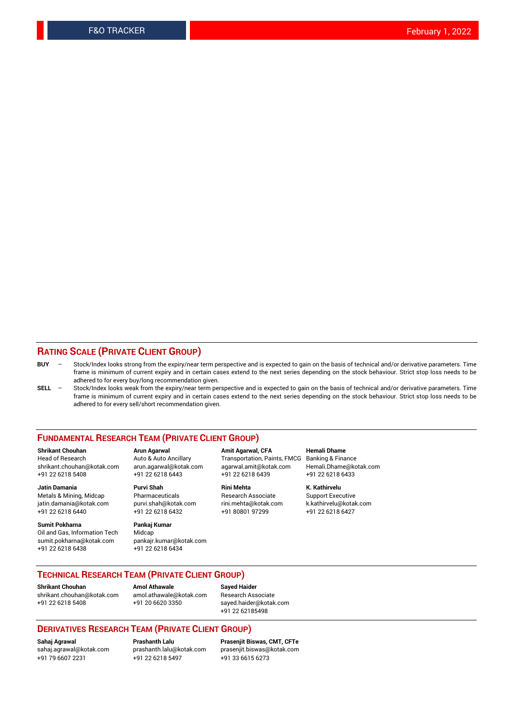## RATING SCALE (PRIVATE CLIENT GROUP)

**BUY** – Stock/Index looks strong from the expiry/near term perspective and is expected to gain on the basis of technical and/or derivative parameters. Time frame is minimum of current expiry and in certain cases extend to the next series depending on the stock behaviour. Strict stop loss needs to be adhered to for every buy/long recommendation given.

**SELL** – Stock/Index looks weak from the expiry/near term perspective and is expected to gain on the basis of technical and/or derivative parameters. Time frame is minimum of current expiry and in certain cases extend to the next series depending on the stock behaviour. Strict stop loss needs to be adhered to for every sell/short recommendation given.

## FUNDAMENTAL RESEARCH TEAM (PRIVATE CLIENT GROUP)

**Shrikant Chouhan**
Head of Research
shrikant.chouhan@kotak.com
+91 22 6218 5408

**Arun Agarwal**
Auto & Auto Ancillary
arun.agarwal@kotak.com
+91 22 6218 6443

**Amit Agarwal, CFA**
Transportation, Paints, FMCG
agarwal.amit@kotak.com
+91 22 6218 6439

**Hemali Dhame**
Banking & Finance
Hemali.Dhame@kotak.com
+91 22 6218 6433

**Jatin Damania**
Metals & Mining, Midcap
jatin.damania@kotak.com
+91 22 6218 6440

**Purvi Shah**
Pharmaceuticals
purvi.shah@kotak.com
+91 22 6218 6432

**Rini Mehta**
Research Associate
rini.mehta@kotak.com
+91 80801 97299

**K. Kathirvelu**
Support Executive
k.kathirvelu@kotak.com
+91 22 6218 6427

**Sumit Pokharna**
Oil and Gas, Information Tech
sumit.pokharna@kotak.com
+91 22 6218 6438

**Pankaj Kumar**
Midcap
pankajr.kumar@kotak.com
+91 22 6218 6434

## TECHNICAL RESEARCH TEAM (PRIVATE CLIENT GROUP)

**Shrikant Chouhan**
shrikant.chouhan@kotak.com
+91 22 6218 5408

**Amol Athawale**
amol.athawale@kotak.com
+91 20 6620 3350

**Sayed Haider**
Research Associate
sayed.haider@kotak.com
+91 22 62185498

## DERIVATIVES RESEARCH TEAM (PRIVATE CLIENT GROUP)

**Sahaj Agrawal**
sahaj.agrawal@kotak.com
+91 79 6607 2231

**Prashanth Lalu**
prashanth.lalu@kotak.com
+91 22 6218 5497

**Prasenjit Biswas, CMT, CFTe**
prasenjit.biswas@kotak.com
+91 33 6615 6273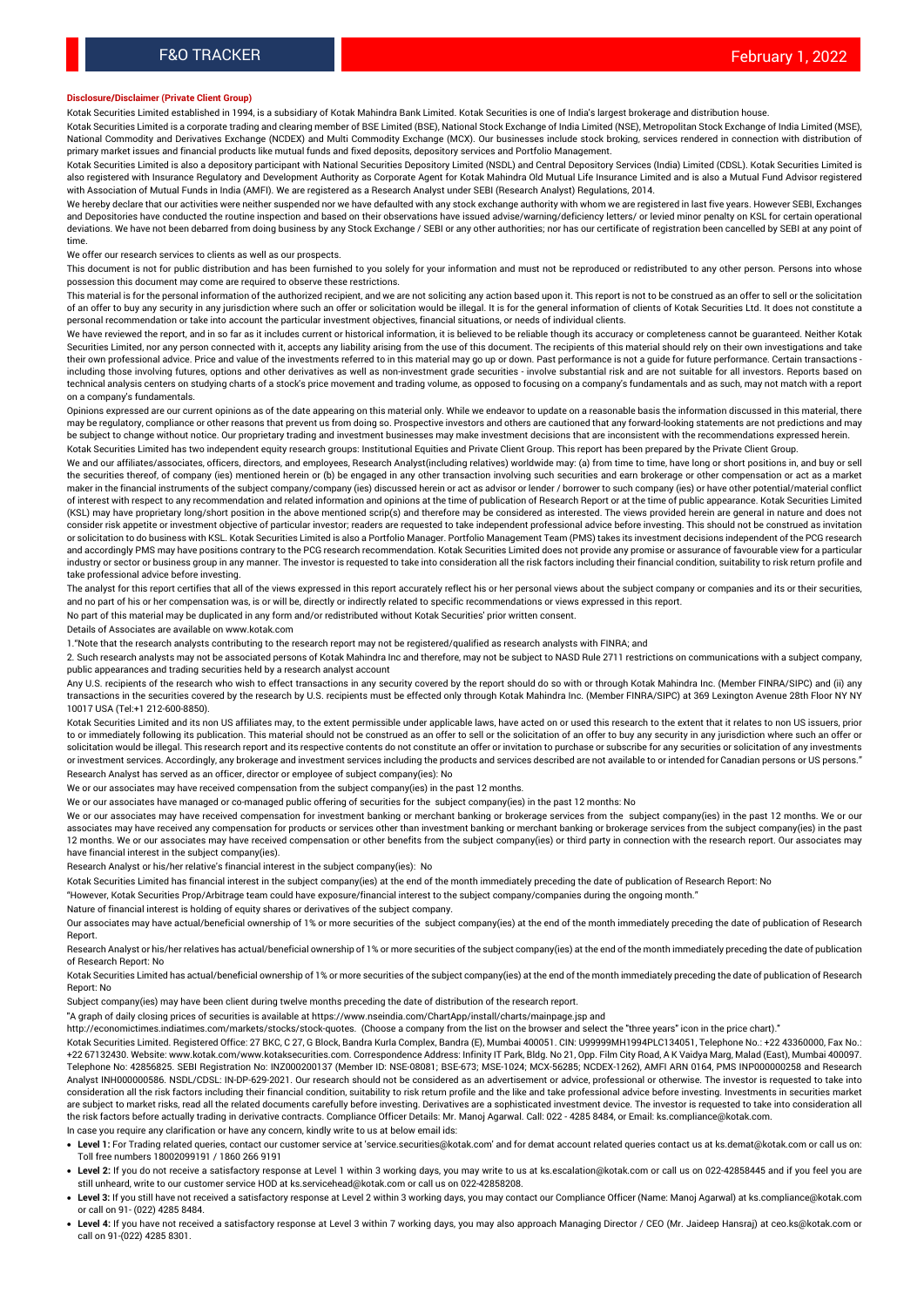**Disclosure/Disclaimer (Private Client Group)**

Kotak Securities Limited established in 1994, is a subsidiary of Kotak Mahindra Bank Limited. Kotak Securities is one of India's largest brokerage and distribution house.

Kotak Securities Limited is a corporate trading and clearing member of BSE Limited (BSE), National Stock Exchange of India Limited (NSE), Metropolitan Stock Exchange of India Limited (MSE), National Commodity and Derivatives Exchange (NCDEX) and Multi Commodity Exchange (MCX). Our businesses include stock broking, services rendered in connection with distribution of primary market issues and financial products like mutual funds and fixed deposits, depository services and Portfolio Management.

Kotak Securities Limited is also a depository participant with National Securities Depository Limited (NSDL) and Central Depository Services (India) Limited (CDSL). Kotak Securities Limited is also registered with Insurance Regulatory and Development Authority as Corporate Agent for Kotak Mahindra Old Mutual Life Insurance Limited and is also a Mutual Fund Advisor registered with Association of Mutual Funds in India (AMFI). We are registered as a Research Analyst under SEBI (Research Analyst) Regulations, 2014.

We hereby declare that our activities were neither suspended nor we have defaulted with any stock exchange authority with whom we are registered in last five years. However SEBI, Exchanges and Depositories have conducted the routine inspection and based on their observations have issued advise/warning/deficiency letters/ or levied minor penalty on KSL for certain operational deviations. We have not been debarred from doing business by any Stock Exchange / SEBI or any other authorities; nor has our certificate of registration been cancelled by SEBI at any point of time.

We offer our research services to clients as well as our prospects.

This document is not for public distribution and has been furnished to you solely for your information and must not be reproduced or redistributed to any other person. Persons into whose possession this document may come are required to observe these restrictions.

This material is for the personal information of the authorized recipient, and we are not soliciting any action based upon it. This report is not to be construed as an offer to sell or the solicitation of an offer to buy any security in any jurisdiction where such an offer or solicitation would be illegal. It is for the general information of clients of Kotak Securities Ltd. It does not constitute a personal recommendation or take into account the particular investment objectives, financial situations, or needs of individual clients.

We have reviewed the report, and in so far as it includes current or historical information, it is believed to be reliable though its accuracy or completeness cannot be guaranteed. Neither Kotak Securities Limited, nor any person connected with it, accepts any liability arising from the use of this document. The recipients of this material should rely on their own investigations and take their own professional advice. Price and value of the investments referred to in this material may go up or down. Past performance is not a guide for future performance. Certain transactions - including those involving futures, options and other derivatives as well as non-investment grade securities - involve substantial risk and are not suitable for all investors. Reports based on technical analysis centers on studying charts of a stock's price movement and trading volume, as opposed to focusing on a company's fundamentals and as such, may not match with a report on a company's fundamentals.

Opinions expressed are our current opinions as of the date appearing on this material only. While we endeavor to update on a reasonable basis the information discussed in this material, there may be regulatory, compliance or other reasons that prevent us from doing so. Prospective investors and others are cautioned that any forward-looking statements are not predictions and may be subject to change without notice. Our proprietary trading and investment businesses may make investment decisions that are inconsistent with the recommendations expressed herein.

Kotak Securities Limited has two independent equity research groups: Institutional Equities and Private Client Group. This report has been prepared by the Private Client Group.

We and our affiliates/associates, officers, directors, and employees, Research Analyst(including relatives) worldwide may: (a) from time to time, have long or short positions in, and buy or sell the securities thereof, of company (ies) mentioned herein or (b) be engaged in any other transaction involving such securities and earn brokerage or other compensation or act as a market maker in the financial instruments of the subject company/company (ies) discussed herein or act as advisor or lender / borrower to such company (ies) or have other potential/material conflict of interest with respect to any recommendation and related information and opinions at the time of publication of Research Report or at the time of public appearance. Kotak Securities Limited (KSL) may have proprietary long/short position in the above mentioned scrip(s) and therefore may be considered as interested. The views provided herein are general in nature and does not consider risk appetite or investment objective of particular investor; readers are requested to take independent professional advice before investing. This should not be construed as invitation or solicitation to do business with KSL. Kotak Securities Limited is also a Portfolio Manager. Portfolio Management Team (PMS) takes its investment decisions independent of the PCG research and accordingly PMS may have positions contrary to the PCG research recommendation. Kotak Securities Limited does not provide any promise or assurance of favourable view for a particular industry or sector or business group in any manner. The investor is requested to take into consideration all the risk factors including their financial condition, suitability to risk return profile and take professional advice before investing.

The analyst for this report certifies that all of the views expressed in this report accurately reflect his or her personal views about the subject company or companies and its or their securities, and no part of his or her compensation was, is or will be, directly or indirectly related to specific recommendations or views expressed in this report.

No part of this material may be duplicated in any form and/or redistributed without Kotak Securities' prior written consent.

Details of Associates are available on www.kotak.com

1."Note that the research analysts contributing to the research report may not be registered/qualified as research analysts with FINRA; and

2. Such research analysts may not be associated persons of Kotak Mahindra Inc and therefore, may not be subject to NASD Rule 2711 restrictions on communications with a subject company, public appearances and trading securities held by a research analyst account

Any U.S. recipients of the research who wish to effect transactions in any security covered by the report should do so with or through Kotak Mahindra Inc. (Member FINRA/SIPC) and (ii) any transactions in the securities covered by the research by U.S. recipients must be effected only through Kotak Mahindra Inc. (Member FINRA/SIPC) at 369 Lexington Avenue 28th Floor NY NY 10017 USA (Tel:+1 212-600-8850).

Kotak Securities Limited and its non US affiliates may, to the extent permissible under applicable laws, have acted on or used this research to the extent that it relates to non US issuers, prior to or immediately following its publication. This material should not be construed as an offer to sell or the solicitation of an offer to buy any security in any jurisdiction where such an offer or solicitation would be illegal. This research report and its respective contents do not constitute an offer or invitation to purchase or subscribe for any securities or solicitation of any investments or investment services. Accordingly, any brokerage and investment services including the products and services described are not available to or intended for Canadian persons or US persons."

Research Analyst has served as an officer, director or employee of subject company(ies): No

We or our associates may have received compensation from the subject company(ies) in the past 12 months.

We or our associates have managed or co-managed public offering of securities for the subject company(ies) in the past 12 months: No

We or our associates may have received compensation for investment banking or merchant banking or brokerage services from the subject company(ies) in the past 12 months. We or our associates may have received any compensation for products or services other than investment banking or merchant banking or brokerage services from the subject company(ies) in the past 12 months. We or our associates may have received compensation or other benefits from the subject company(ies) or third party in connection with the research report. Our associates may have financial interest in the subject company(ies).

Research Analyst or his/her relative's financial interest in the subject company(ies): No

Kotak Securities Limited has financial interest in the subject company(ies) at the end of the month immediately preceding the date of publication of Research Report: No

"However, Kotak Securities Prop/Arbitrage team could have exposure/financial interest to the subject company/companies during the ongoing month."

Nature of financial interest is holding of equity shares or derivatives of the subject company.

Our associates may have actual/beneficial ownership of 1% or more securities of the subject company(ies) at the end of the month immediately preceding the date of publication of Research Report.

Research Analyst or his/her relatives has actual/beneficial ownership of 1% or more securities of the subject company(ies) at the end of the month immediately preceding the date of publication of Research Report: No

Kotak Securities Limited has actual/beneficial ownership of 1% or more securities of the subject company(ies) at the end of the month immediately preceding the date of publication of Research Report: No

Subject company(ies) may have been client during twelve months preceding the date of distribution of the research report.

"A graph of daily closing prices of securities is available at https://www.nseindia.com/ChartApp/install/charts/mainpage.jsp and

http://economictimes.indiatimes.com/markets/stocks/stock-quotes. (Choose a company from the list on the browser and select the "three years" icon in the price chart)."

Kotak Securities Limited. Registered Office: 27 BKC, C 27, G Block, Bandra Kurla Complex, Bandra (E), Mumbai 400051. CIN: U99999MH1994PLC134051, Telephone No.: +22 43360000, Fax No.: +22 67132430. Website: www.kotak.com/www.kotaksecurities.com. Correspondence Address: Infinity IT Park, Bldg. No 21, Opp. Film City Road, A K Vaidya Marg, Malad (East), Mumbai 400097. Telephone No: 42856825. SEBI Registration No: INZ000200137 (Member ID: NSE-08081; BSE-673; MSE-1024; MCX-56285; NCDEX-1262), AMFI ARN 0164, PMS INP000000258 and Research Analyst INH000000586. NSDL/CDSL: IN-DP-629-2021. Our research should not be considered as an advertisement or advice, professional or otherwise. The investor is requested to take into consideration all the risk factors including their financial condition, suitability to risk return profile and the like and take professional advice before investing. Investments in securities market are subject to market risks, read all the related documents carefully before investing. Derivatives are a sophisticated investment device. The investor is requested to take into consideration all the risk factors before actually trading in derivative contracts. Compliance Officer Details: Mr. Manoj Agarwal. Call: 022 - 4285 8484, or Email: ks.compliance@kotak.com.

In case you require any clarification or have any concern, kindly write to us at below email ids:

- **Level 1:** For Trading related queries, contact our customer service at 'service.securities@kotak.com' and for demat account related queries contact us at ks.demat@kotak.com or call us on: Toll free numbers 18002099191 / 1860 266 9191
- **Level 2:** If you do not receive a satisfactory response at Level 1 within 3 working days, you may write to us at ks.escalation@kotak.com or call us on 022-42858445 and if you feel you are still unheard, write to our customer service HOD at ks.servicehead@kotak.com or call us on 022-42858208.
- **Level 3:** If you still have not received a satisfactory response at Level 2 within 3 working days, you may contact our Compliance Officer (Name: Manoj Agarwal) at ks.compliance@kotak.com or call on 91- (022) 4285 8484.
- **Level 4:** If you have not received a satisfactory response at Level 3 within 7 working days, you may also approach Managing Director / CEO (Mr. Jaideep Hansraj) at ceo.ks@kotak.com or call on 91-(022) 4285 8301.